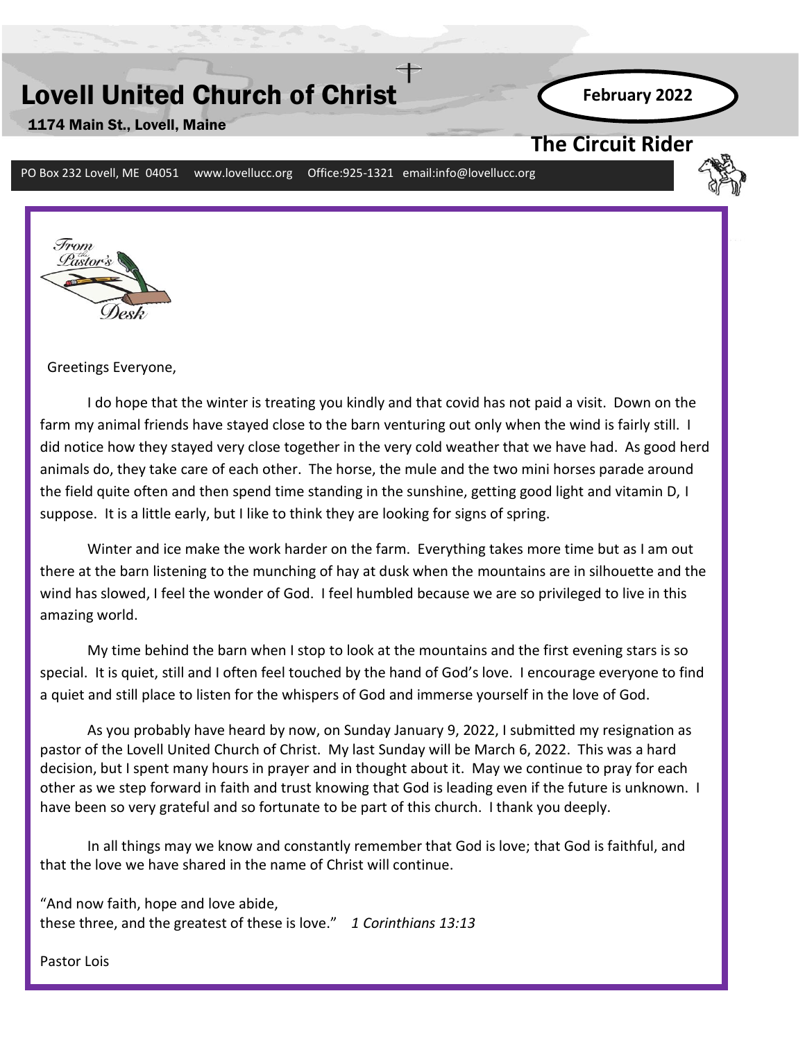# Lovell United Church of Christ

1174 Main St., Lovell, Maine

**February 2022**

## The Circuit Rider

PO Box 232 Lovell, ME 04051 www.lovellucc.org Office:925-1321 email:info@lovellucc.org

### From the Pastor's Desk

Greetings Everyone,

I do hope that the winter is treating you kindly and that covid has not paid a visit. Down on the farm my animal friends have stayed close to the barn venturing out only when the wind is fairly still. I did notice how they stayed very close together in the very cold weather that we have had. As good herd animals do, they take care of each other. The horse, the mule and the two mini horses parade around the field quite often and then spend time standing in the sunshine, getting good light and vitamin D, I suppose. It is a little early, but I like to think they are looking for signs of spring.

Winter and ice make the work harder on the farm. Everything takes more time but as I am out there at the barn listening to the munching of hay at dusk when the mountains are in silhouette and the wind has slowed, I feel the wonder of God. I feel humbled because we are so privileged to live in this amazing world.

My time behind the barn when I stop to look at the mountains and the first evening stars is so special. It is quiet, still and I often feel touched by the hand of God's love. I encourage everyone to find a quiet and still place to listen for the whispers of God and immerse yourself in the love of God.

As you probably have heard by now, on Sunday January 9, 2022, I submitted my resignation as pastor of the Lovell United Church of Christ. My last Sunday will be March 6, 2022. This was a hard decision, but I spent many hours in prayer and in thought about it. May we continue to pray for each other as we step forward in faith and trust knowing that God is leading even if the future is unknown. I have been so very grateful and so fortunate to be part of this church. I thank you deeply.

In all things may we know and constantly remember that God is love; that God is faithful, and that the love we have shared in the name of Christ will continue.

"And now faith, hope and love abide,
these three, and the greatest of these is love." *1 Corinthians 13:13*

Pastor Lois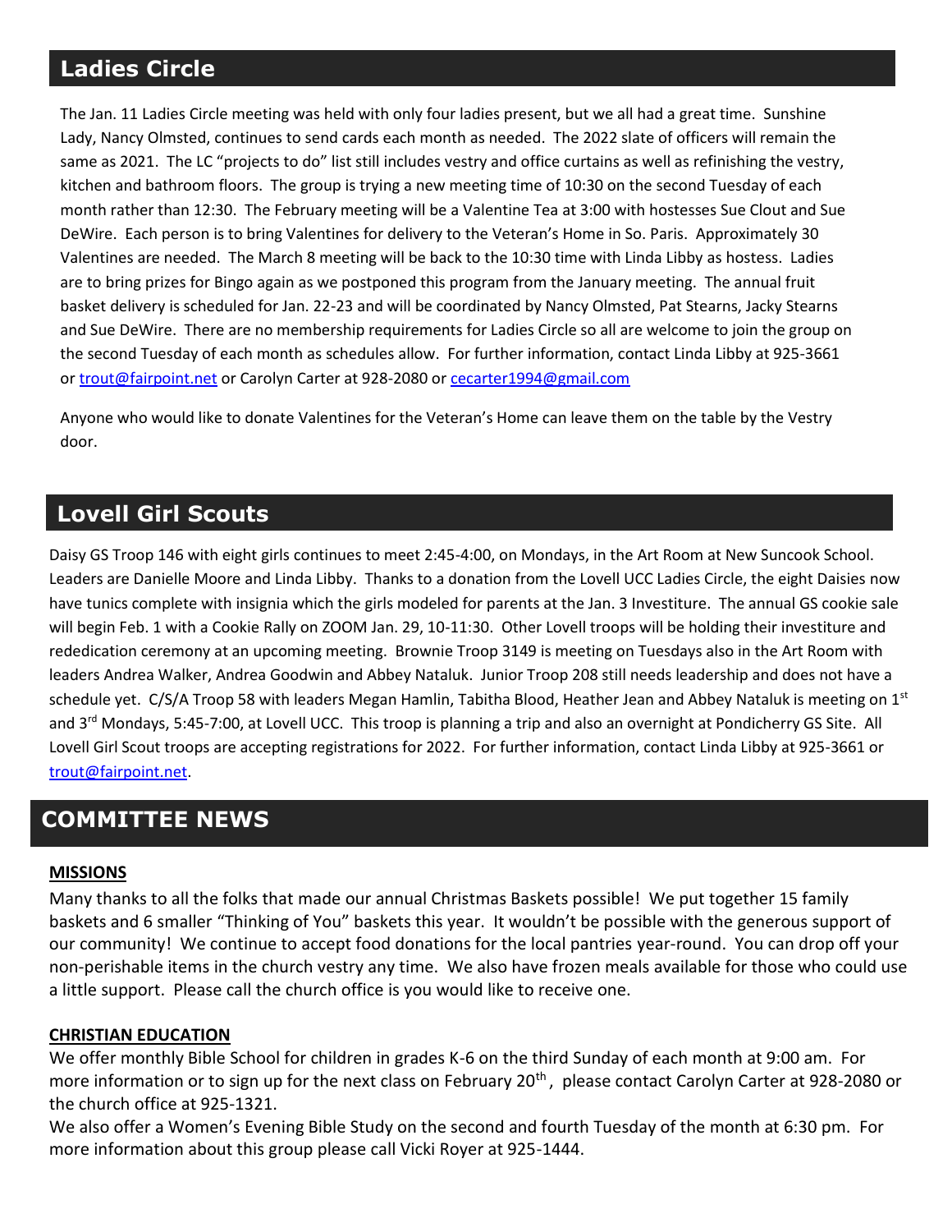## Ladies Circle

The Jan. 11 Ladies Circle meeting was held with only four ladies present, but we all had a great time. Sunshine Lady, Nancy Olmsted, continues to send cards each month as needed. The 2022 slate of officers will remain the same as 2021. The LC "projects to do" list still includes vestry and office curtains as well as refinishing the vestry, kitchen and bathroom floors. The group is trying a new meeting time of 10:30 on the second Tuesday of each month rather than 12:30. The February meeting will be a Valentine Tea at 3:00 with hostesses Sue Clout and Sue DeWire. Each person is to bring Valentines for delivery to the Veteran's Home in So. Paris. Approximately 30 Valentines are needed. The March 8 meeting will be back to the 10:30 time with Linda Libby as hostess. Ladies are to bring prizes for Bingo again as we postponed this program from the January meeting. The annual fruit basket delivery is scheduled for Jan. 22-23 and will be coordinated by Nancy Olmsted, Pat Stearns, Jacky Stearns and Sue DeWire. There are no membership requirements for Ladies Circle so all are welcome to join the group on the second Tuesday of each month as schedules allow. For further information, contact Linda Libby at 925-3661 or trout@fairpoint.net or Carolyn Carter at 928-2080 or cecarter1994@gmail.com

Anyone who would like to donate Valentines for the Veteran's Home can leave them on the table by the Vestry door.

## Lovell Girl Scouts

Daisy GS Troop 146 with eight girls continues to meet 2:45-4:00, on Mondays, in the Art Room at New Suncook School. Leaders are Danielle Moore and Linda Libby. Thanks to a donation from the Lovell UCC Ladies Circle, the eight Daisies now have tunics complete with insignia which the girls modeled for parents at the Jan. 3 Investiture. The annual GS cookie sale will begin Feb. 1 with a Cookie Rally on ZOOM Jan. 29, 10-11:30. Other Lovell troops will be holding their investiture and rededication ceremony at an upcoming meeting. Brownie Troop 3149 is meeting on Tuesdays also in the Art Room with leaders Andrea Walker, Andrea Goodwin and Abbey Nataluk. Junior Troop 208 still needs leadership and does not have a schedule yet. C/S/A Troop 58 with leaders Megan Hamlin, Tabitha Blood, Heather Jean and Abbey Nataluk is meeting on 1st and 3rd Mondays, 5:45-7:00, at Lovell UCC. This troop is planning a trip and also an overnight at Pondicherry GS Site. All Lovell Girl Scout troops are accepting registrations for 2022. For further information, contact Linda Libby at 925-3661 or trout@fairpoint.net.

## COMMITTEE NEWS

**MISSIONS**

Many thanks to all the folks that made our annual Christmas Baskets possible! We put together 15 family baskets and 6 smaller "Thinking of You" baskets this year. It wouldn't be possible with the generous support of our community! We continue to accept food donations for the local pantries year-round. You can drop off your non-perishable items in the church vestry any time. We also have frozen meals available for those who could use a little support. Please call the church office is you would like to receive one.

**CHRISTIAN EDUCATION**

We offer monthly Bible School for children in grades K-6 on the third Sunday of each month at 9:00 am. For more information or to sign up for the next class on February 20th, please contact Carolyn Carter at 928-2080 or the church office at 925-1321.

We also offer a Women's Evening Bible Study on the second and fourth Tuesday of the month at 6:30 pm. For more information about this group please call Vicki Royer at 925-1444.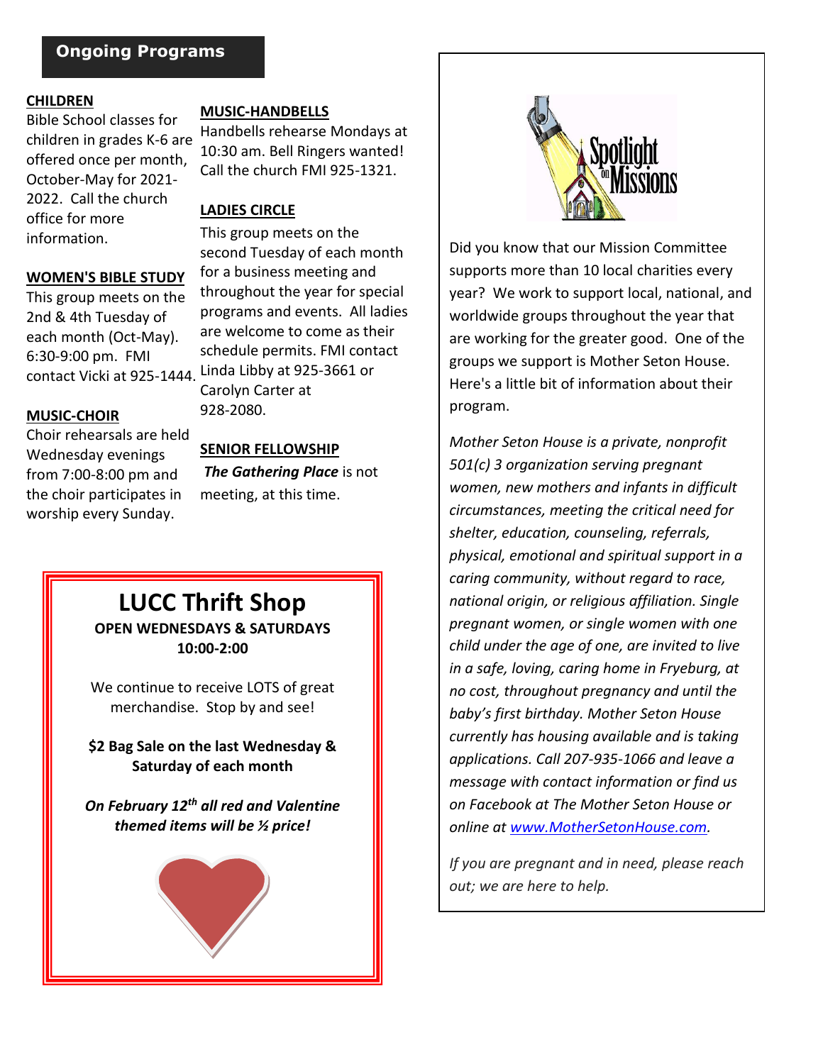## Ongoing Programs

**CHILDREN**

Bible School classes for children in grades K-6 are offered once per month, October-May for 2021-2022. Call the church office for more information.

**WOMEN'S BIBLE STUDY**

This group meets on the 2nd & 4th Tuesday of each month (Oct-May). 6:30-9:00 pm. FMI contact Vicki at 925-1444.

**MUSIC-CHOIR**

Choir rehearsals are held Wednesday evenings from 7:00-8:00 pm and the choir participates in worship every Sunday.

**MUSIC-HANDBELLS**

Handbells rehearse Mondays at 10:30 am. Bell Ringers wanted! Call the church FMI 925-1321.

**LADIES CIRCLE**

This group meets on the second Tuesday of each month for a business meeting and throughout the year for special programs and events. All ladies are welcome to come as their schedule permits. FMI contact Linda Libby at 925-3661 or Carolyn Carter at 928-2080.

**SENIOR FELLOWSHIP**

***The Gathering Place*** is not meeting, at this time.

## LUCC Thrift Shop

**OPEN WEDNESDAYS & SATURDAYS 10:00-2:00**

We continue to receive LOTS of great merchandise. Stop by and see!

**$2 Bag Sale on the last Wednesday & Saturday of each month**

***On February 12th all red and Valentine themed items will be ½ price!***

## Spotlight on Missions

Did you know that our Mission Committee supports more than 10 local charities every year? We work to support local, national, and worldwide groups throughout the year that are working for the greater good. One of the groups we support is Mother Seton House. Here's a little bit of information about their program.

*Mother Seton House is a private, nonprofit 501(c) 3 organization serving pregnant women, new mothers and infants in difficult circumstances, meeting the critical need for shelter, education, counseling, referrals, physical, emotional and spiritual support in a caring community, without regard to race, national origin, or religious affiliation. Single pregnant women, or single women with one child under the age of one, are invited to live in a safe, loving, caring home in Fryeburg, at no cost, throughout pregnancy and until the baby's first birthday. Mother Seton House currently has housing available and is taking applications. Call 207-935-1066 and leave a message with contact information or find us on Facebook at The Mother Seton House or online at [www.MotherSetonHouse.com](www.MotherSetonHouse.com).*

*If you are pregnant and in need, please reach out; we are here to help.*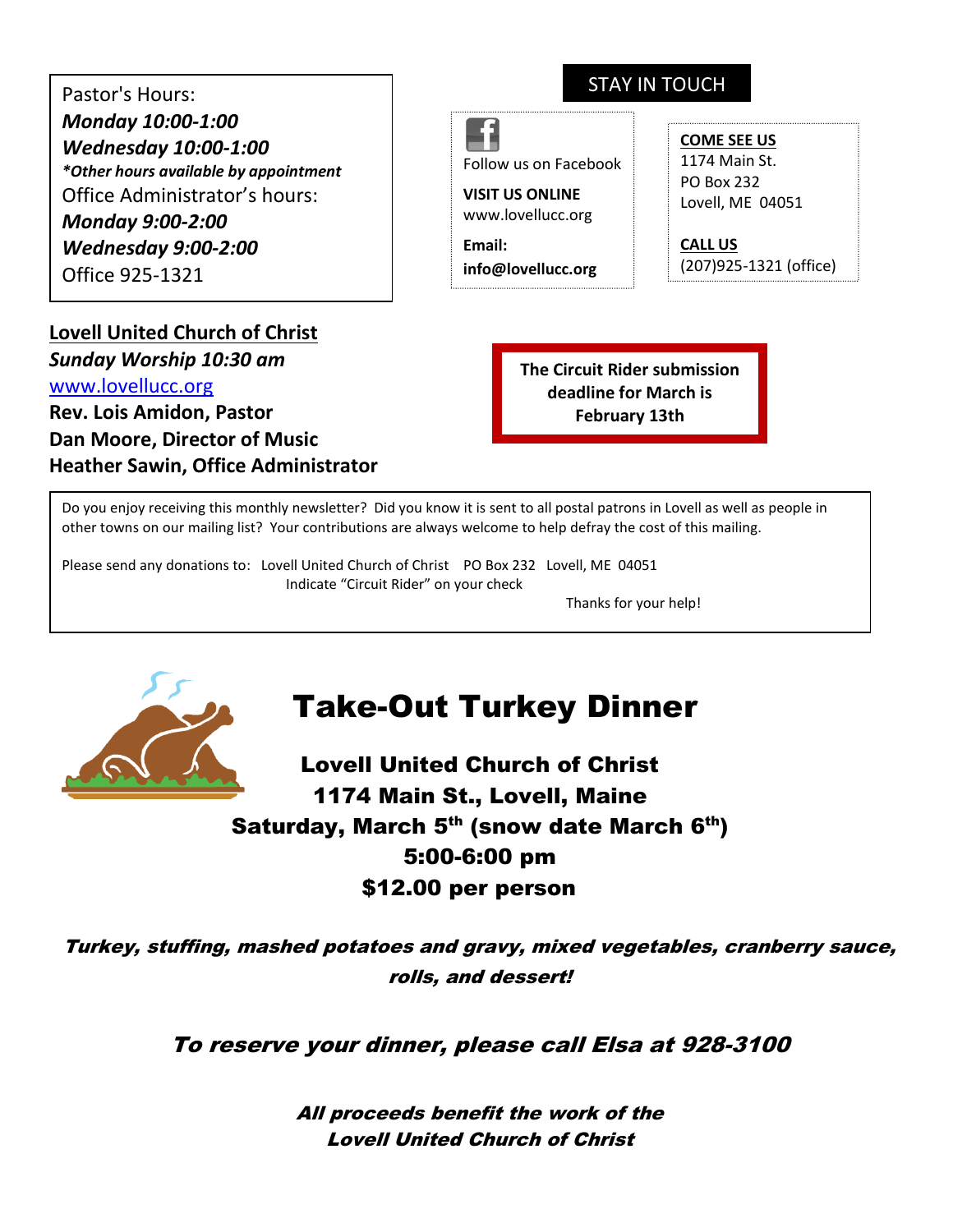Pastor's Hours:
***Monday 10:00-1:00***
***Wednesday 10:00-1:00***
***\*Other hours available by appointment***
Office Administrator's hours:
***Monday 9:00-2:00***
***Wednesday 9:00-2:00***
Office 925-1321

**Lovell United Church of Christ**
***Sunday Worship 10:30 am***
www.lovellucc.org
**Rev. Lois Amidon, Pastor**
**Dan Moore, Director of Music**
**Heather Sawin, Office Administrator**

STAY IN TOUCH

Follow us on Facebook

**VISIT US ONLINE**
www.lovellucc.org

**Email:**
**info@lovellucc.org**

**COME SEE US**
1174 Main St.
PO Box 232
Lovell, ME 04051

**CALL US**
(207)925-1321 (office)

**The Circuit Rider submission deadline for March is February 13th**

Do you enjoy receiving this monthly newsletter? Did you know it is sent to all postal patrons in Lovell as well as people in other towns on our mailing list? Your contributions are always welcome to help defray the cost of this mailing.

Please send any donations to: Lovell United Church of Christ PO Box 232 Lovell, ME 04051
Indicate "Circuit Rider" on your check

Thanks for your help!

# Take-Out Turkey Dinner

**Lovell United Church of Christ**
**1174 Main St., Lovell, Maine**
**Saturday, March 5th (snow date March 6th)**
**5:00-6:00 pm**
**$12.00 per person**

***Turkey, stuffing, mashed potatoes and gravy, mixed vegetables, cranberry sauce, rolls, and dessert!***

***To reserve your dinner, please call Elsa at 928-3100***

***All proceeds benefit the work of the Lovell United Church of Christ***